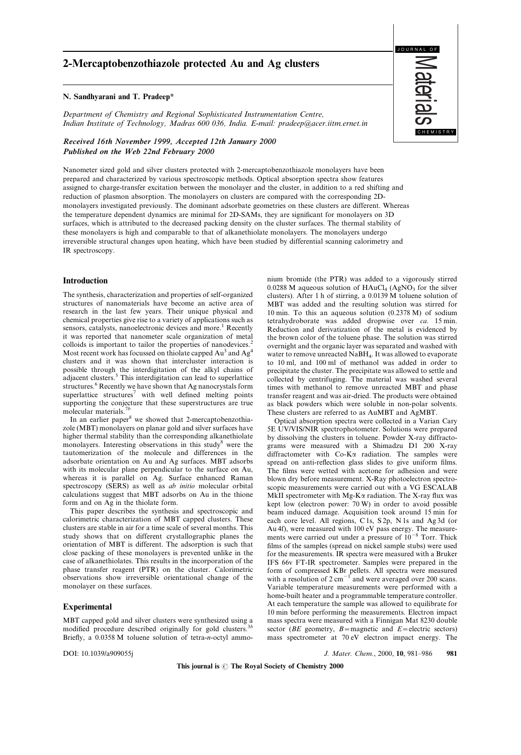# 2-Mercaptobenzothiazole protected Au and Ag clusters

**N. Sandhyarani and T. Pradeep***

*Department of Chemistry and Regional Sophisticated Instrumentation Centre, Indian Institute of Technology, Madras 600 036, India. E-mail: pradeep@acer.iitm.ernet.in*

***Received 16th November 1999, Accepted 12th January 2000***
***Published on the Web 22nd February 2000***

Nanometer sized gold and silver clusters protected with 2-mercaptobenzothiazole monolayers have been prepared and characterized by various spectroscopic methods. Optical absorption spectra show features assigned to charge-transfer excitation between the monolayer and the cluster, in addition to a red shifting and reduction of plasmon absorption. The monolayers on clusters are compared with the corresponding 2D-monolayers investigated previously. The dominant adsorbate geometries on these clusters are different. Whereas the temperature dependent dynamics are minimal for 2D-SAMs, they are significant for monolayers on 3D surfaces, which is attributed to the decreased packing density on the cluster surfaces. The thermal stability of these monolayers is high and comparable to that of alkanethiolate monolayers. The monolayers undergo irreversible structural changes upon heating, which have been studied by differential scanning calorimetry and IR spectroscopy.

## Introduction

The synthesis, characterization and properties of self-organized structures of nanomaterials have become an active area of research in the last few years. Their unique physical and chemical properties give rise to a variety of applications such as sensors, catalysts, nanoelectronic devices and more.[1] Recently it was reported that nanometer scale organization of metal colloids is important to tailor the properties of nanodevices.[2] Most recent work has focussed on thiolate capped Au[3] and Ag[4] clusters and it was shown that intercluster interaction is possible through the interdigitation of the alkyl chains of adjacent clusters.[5] This interdigitation can lead to superlattice structures.[6] Recently we have shown that Ag nanocrystals form superlattice structures[7] with well defined melting points supporting the conjecture that these superstructures are true molecular materials.[7b]

In an earlier paper[8] we showed that 2-mercaptobenzothiazole (MBT) monolayers on planar gold and silver surfaces have higher thermal stability than the corresponding alkanethiolate monolayers. Interesting observations in this study[8] were the tautomerization of the molecule and differences in the adsorbate orientation on Au and Ag surfaces. MBT adsorbs with its molecular plane perpendicular to the surface on Au, whereas it is parallel on Ag. Surface enhanced Raman spectroscopy (SERS) as well as *ab initio* molecular orbital calculations suggest that MBT adsorbs on Au in the thione form and on Ag in the thiolate form.

This paper describes the synthesis and spectroscopic and calorimetric characterization of MBT capped clusters. These clusters are stable in air for a time scale of several months. This study shows that on different crystallographic planes the orientation of MBT is different. The adsorption is such that close packing of these monolayers is prevented unlike in the case of alkanethiolates. This results in the incorporation of the phase transfer reagent (PTR) on the cluster. Calorimetric observations show irreversible orientational change of the monolayer on these surfaces.

## Experimental

MBT capped gold and silver clusters were synthesized using a modified procedure described originally for gold clusters.[3b] Briefly, a 0.0358 M toluene solution of tetra-*n*-octyl ammonium bromide (the PTR) was added to a vigorously stirred 0.0288 M aqueous solution of $HAuCl_4$ ($AgNO_3$ for the silver clusters). After 1 h of stirring, a 0.0139 M toluene solution of MBT was added and the resulting solution was stirred for 10 min. To this an aqueous solution (0.2378 M) of sodium tetrahydroborate was added dropwise over *ca*. 15 min. Reduction and derivatization of the metal is evidenced by the brown color of the toluene phase. The solution was stirred overnight and the organic layer was separated and washed with water to remove unreacted $NaBH_4$. It was allowed to evaporate to 10 ml, and 100 ml of methanol was added in order to precipitate the cluster. The precipitate was allowed to settle and collected by centrifuging. The material was washed several times with methanol to remove unreacted MBT and phase transfer reagent and was air-dried. The products were obtained as black powders which were soluble in non-polar solvents. These clusters are referred to as AuMBT and AgMBT.

Optical absorption spectra were collected in a Varian Cary 5E UV/VIS/NIR spectrophotometer. Solutions were prepared by dissolving the clusters in toluene. Powder X-ray diffractograms were measured with a Shimadzu D1 200 X-ray diffractometer with Co-Kα radiation. The samples were spread on anti-reflection glass slides to give uniform films. The films were wetted with acetone for adhesion and were blown dry before measurement. X-Ray photoelectron spectroscopic measurements were carried out with a VG ESCALAB MkII spectrometer with Mg-Kα radiation. The X-ray flux was kept low (electron power: 70 W) in order to avoid possible beam induced damage. Acquisition took around 15 min for each core level. All regions, C 1s, S 2p, N 1s and Ag 3d (or Au 4f), were measured with 100 eV pass energy. The measurements were carried out under a pressure of $10^{-8}$ Torr. Thick films of the samples (spread on nickel sample stubs) were used for the measurements. IR spectra were measured with a Bruker IFS 66v FT-IR spectrometer. Samples were prepared in the form of compressed KBr pellets. All spectra were measured with a resolution of 2 $cm^{-1}$ and were averaged over 200 scans. Variable temperature measurements were performed with a home-built heater and a programmable temperature controller. At each temperature the sample was allowed to equilibrate for 10 min before performing the measurements. Electron impact mass spectra were measured with a Finnigan Mat 8230 double sector (*BE* geometry, *B* = magnetic and *E* = electric sectors) mass spectrometer at 70 eV electron impact energy. The

DOI: 10.1039/a909055j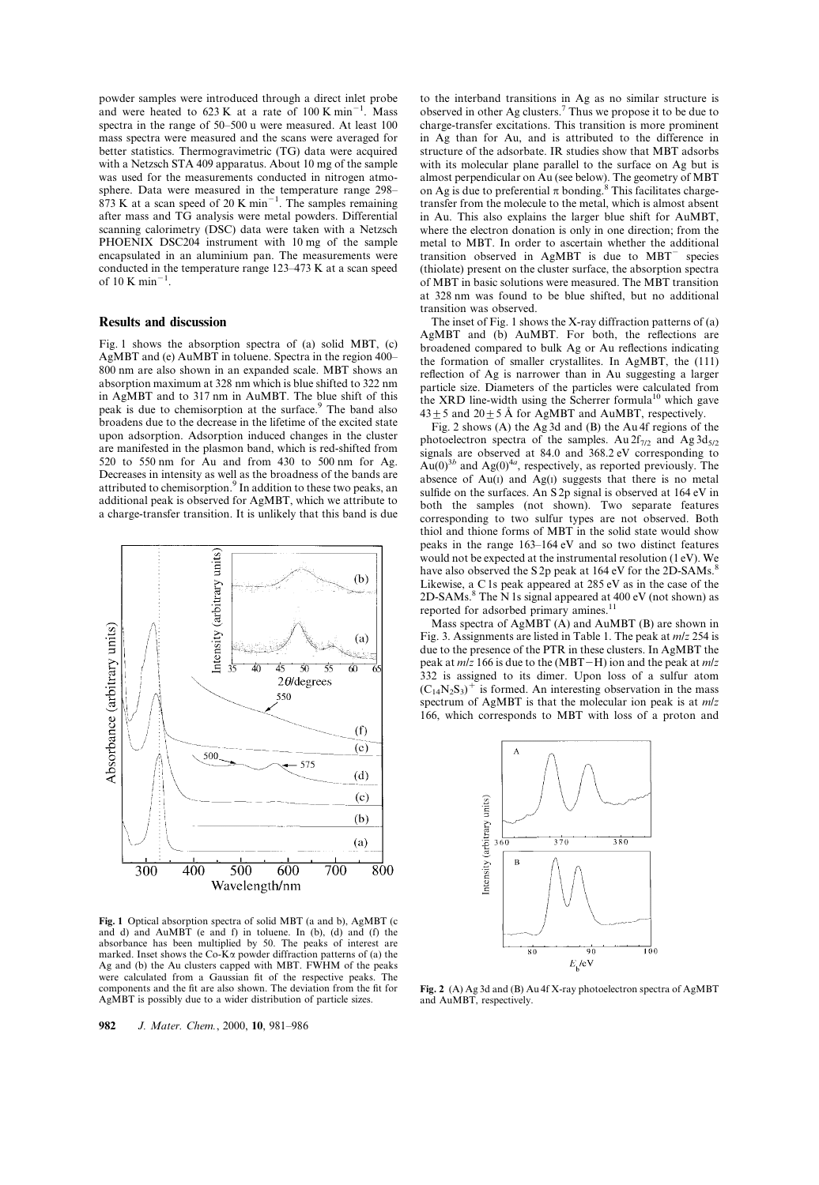powder samples were introduced through a direct inlet probe and were heated to 623 K at a rate of 100 K $min^{-1}$. Mass spectra in the range of 50–500 u were measured. At least 100 mass spectra were measured and the scans were averaged for better statistics. Thermogravimetric (TG) data were acquired with a Netzsch STA 409 apparatus. About 10 mg of the sample was used for the measurements conducted in nitrogen atmosphere. Data were measured in the temperature range 298–873 K at a scan speed of 20 K $min^{-1}$. The samples remaining after mass and TG analysis were metal powders. Differential scanning calorimetry (DSC) data were taken with a Netzsch PHOENIX DSC204 instrument with 10 mg of the sample encapsulated in an aluminium pan. The measurements were conducted in the temperature range 123–473 K at a scan speed of 10 K $min^{-1}$.

## Results and discussion

Fig. 1 shows the absorption spectra of (a) solid MBT, (c) AgMBT and (e) AuMBT in toluene. Spectra in the region 400–800 nm are also shown in an expanded scale. MBT shows an absorption maximum at 328 nm which is blue shifted to 322 nm in AgMBT and to 317 nm in AuMBT. The blue shift of this peak is due to chemisorption at the surface.[9] The band also broadens due to the decrease in the lifetime of the excited state upon adsorption. Adsorption induced changes in the cluster are manifested in the plasmon band, which is red-shifted from 520 to 550 nm for Au and from 430 to 500 nm for Ag. Decreases in intensity as well as the broadness of the bands are attributed to chemisorption.[9] In addition to these two peaks, an additional peak is observed for AgMBT, which we attribute to a charge-transfer transition. It is unlikely that this band is due to the interband transitions in Ag as no similar structure is observed in other Ag clusters.[7] Thus we propose it to be due to charge-transfer excitations. This transition is more prominent in Ag than for Au, and is attributed to the difference in structure of the adsorbate. IR studies show that MBT adsorbs with its molecular plane parallel to the surface on Ag but is almost perpendicular on Au (see below). The geometry of MBT on Ag is due to preferential π bonding.[8] This facilitates charge-transfer from the molecule to the metal, which is almost absent in Au. This also explains the larger blue shift for AuMBT, where the electron donation is only in one direction; from the metal to MBT. In order to ascertain whether the additional transition observed in AgMBT is due to $MBT^-$ species (thiolate) present on the cluster surface, the absorption spectra of MBT in basic solutions were measured. The MBT transition at 328 nm was found to be blue shifted, but no additional transition was observed.

**Fig. 1** Optical absorption spectra of solid MBT (a and b), AgMBT (c and d) and AuMBT (e and f) in toluene. In (b), (d) and (f) the absorbance has been multiplied by 50. The peaks of interest are marked. Inset shows the Co-Kα powder diffraction patterns of (a) the Ag and (b) the Au clusters capped with MBT. FWHM of the peaks were calculated from a Gaussian fit of the respective peaks. The components and the fit are also shown. The deviation from the fit for AgMBT is possibly due to a wider distribution of particle sizes.

The inset of Fig. 1 shows the X-ray diffraction patterns of (a) AgMBT and (b) AuMBT. For both, the reflections are broadened compared to bulk Ag or Au reflections indicating the formation of smaller crystallites. In AgMBT, the (111) reflection of Ag is narrower than in Au suggesting a larger particle size. Diameters of the particles were calculated from the XRD line-width using the Scherrer formula[10] which gave $43 \pm 5$ and $20 \pm 5$ Å for AgMBT and AuMBT, respectively.

Fig. 2 shows (A) the Ag 3d and (B) the Au 4f regions of the photoelectron spectra of the samples. Au $2f_{7/2}$ and Ag $3d_{5/2}$ signals are observed at 84.0 and 368.2 eV corresponding to Au(0)[3b] and Ag(0)[4a], respectively, as reported previously. The absence of Au(I) and Ag(I) suggests that there is no metal sulfide on the surfaces. An S 2p signal is observed at 164 eV in both the samples (not shown). Two separate features corresponding to two sulfur types are not observed. Both thiol and thione forms of MBT in the solid state would show peaks in the range 163–164 eV and so two distinct features would not be expected at the instrumental resolution (1 eV). We have also observed the S 2p peak at 164 eV for the 2D-SAMs.[8] Likewise, a C 1s peak appeared at 285 eV as in the case of the 2D-SAMs.[8] The N 1s signal appeared at 400 eV (not shown) as reported for adsorbed primary amines.[11]

Mass spectra of AgMBT (A) and AuMBT (B) are shown in Fig. 3. Assignments are listed in Table 1. The peak at $m/z$ 254 is due to the presence of the PTR in these clusters. In AgMBT the peak at $m/z$ 166 is due to the (MBT−H) ion and the peak at $m/z$ 332 is assigned to its dimer. Upon loss of a sulfur atom $(C_{14}N_2S_3)^+$ is formed. An interesting observation in the mass spectrum of AgMBT is that the molecular ion peak is at $m/z$ 166, which corresponds to MBT with loss of a proton and

**Fig. 2** (A) Ag 3d and (B) Au 4f X-ray photoelectron spectra of AgMBT and AuMBT, respectively.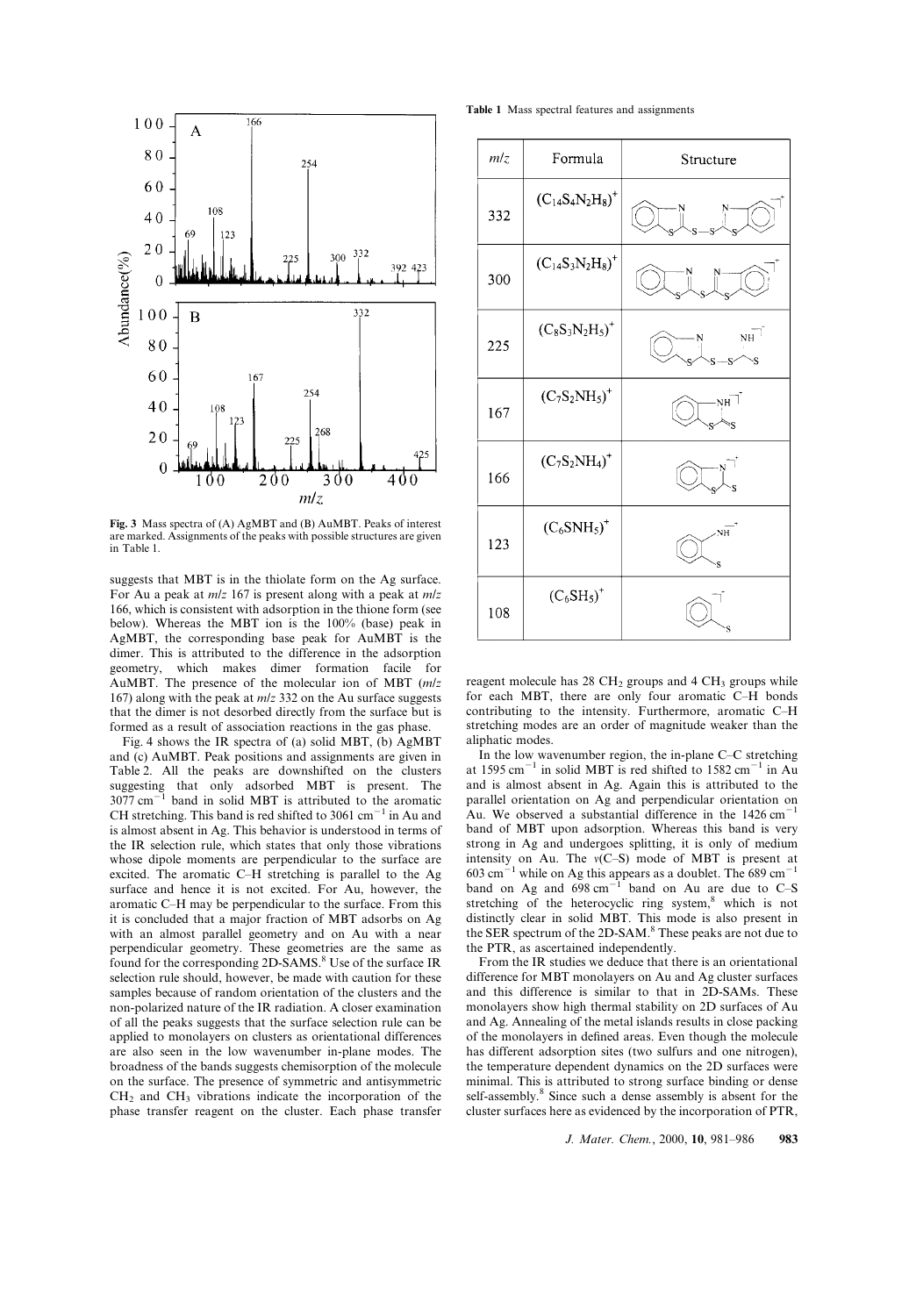Fig. 3 Mass spectra of (A) AgMBT and (B) AuMBT. Peaks of interest are marked. Assignments of the peaks with possible structures are given in Table 1.

suggests that MBT is in the thiolate form on the Ag surface. For Au a peak at $m/z$ 167 is present along with a peak at $m/z$ 166, which is consistent with adsorption in the thione form (see below). Whereas the MBT ion is the 100% (base) peak in AgMBT, the corresponding base peak for AuMBT is the dimer. This is attributed to the difference in the adsorption geometry, which makes dimer formation facile for AuMBT. The presence of the molecular ion of MBT ($m/z$ 167) along with the peak at $m/z$ 332 on the Au surface suggests that the dimer is not desorbed directly from the surface but is formed as a result of association reactions in the gas phase.

Fig. 4 shows the IR spectra of (a) solid MBT, (b) AgMBT and (c) AuMBT. Peak positions and assignments are given in Table 2. All the peaks are downshifted on the clusters suggesting that only adsorbed MBT is present. The 3077 $cm^{-1}$ band in solid MBT is attributed to the aromatic CH stretching. This band is red shifted to 3061 $cm^{-1}$ in Au and is almost absent in Ag. This behavior is understood in terms of the IR selection rule, which states that only those vibrations whose dipole moments are perpendicular to the surface are excited. The aromatic C–H stretching is parallel to the Ag surface and hence it is not excited. For Au, however, the aromatic C–H may be perpendicular to the surface. From this it is concluded that a major fraction of MBT adsorbs on Ag with an almost parallel geometry and on Au with a near perpendicular geometry. These geometries are the same as found for the corresponding 2D-SAMS.[8] Use of the surface IR selection rule should, however, be made with caution for these samples because of random orientation of the clusters and the non-polarized nature of the IR radiation. A closer examination of all the peaks suggests that the surface selection rule can be applied to monolayers on clusters as orientational differences are also seen in the low wavenumber in-plane modes. The broadness of the bands suggests chemisorption of the molecule on the surface. The presence of symmetric and antisymmetric $CH_2$ and $CH_3$ vibrations indicate the incorporation of the phase transfer reagent on the cluster. Each phase transfer reagent molecule has 28 $CH_2$ groups and 4 $CH_3$ groups while for each MBT, there are only four aromatic C–H bonds contributing to the intensity. Furthermore, aromatic C–H stretching modes are an order of magnitude weaker than the aliphatic modes.

In the low wavenumber region, the in-plane C–C stretching at 1595 $cm^{-1}$ in solid MBT is red shifted to 1582 $cm^{-1}$ in Au and is almost absent in Ag. Again this is attributed to the parallel orientation on Ag and perpendicular orientation on Au. We observed a substantial difference in the 1426 $cm^{-1}$ band of MBT upon adsorption. Whereas this band is very strong in Ag and undergoes splitting, it is only of medium intensity on Au. The $\nu$(C–S) mode of MBT is present at 603 $cm^{-1}$ while on Ag this appears as a doublet. The 689 $cm^{-1}$ band on Ag and 698 $cm^{-1}$ band on Au are due to C–S stretching of the heterocyclic ring system,[8] which is not distinctly clear in solid MBT. This mode is also present in the SER spectrum of the 2D-SAM.[8] These peaks are not due to the PTR, as ascertained independently.

From the IR studies we deduce that there is an orientational difference for MBT monolayers on Au and Ag cluster surfaces and this difference is similar to that in 2D-SAMs. These monolayers show high thermal stability on 2D surfaces of Au and Ag. Annealing of the metal islands results in close packing of the monolayers in defined areas. Even though the molecule has different adsorption sites (two sulfurs and one nitrogen), the temperature dependent dynamics on the 2D surfaces were minimal. This is attributed to strong surface binding or dense self-assembly.[8] Since such a dense assembly is absent for the cluster surfaces here as evidenced by the incorporation of PTR,

**Table 1** Mass spectral features and assignments

| $m/z$ | Formula | Structure |
|---|---|---|
| 332 | $(C_{14}S_4N_2H_8)^+$ | |
| 300 | $(C_{14}S_3N_2H_8)^+$ | |
| 225 | $(C_8S_3N_2H_5)^+$ | |
| 167 | $(C_7S_2NH_5)^+$ | |
| 166 | $(C_7S_2NH_4)^+$ | |
| 123 | $(C_6SNH_5)^+$ | |
| 108 | $(C_6SH_5)^+$ | |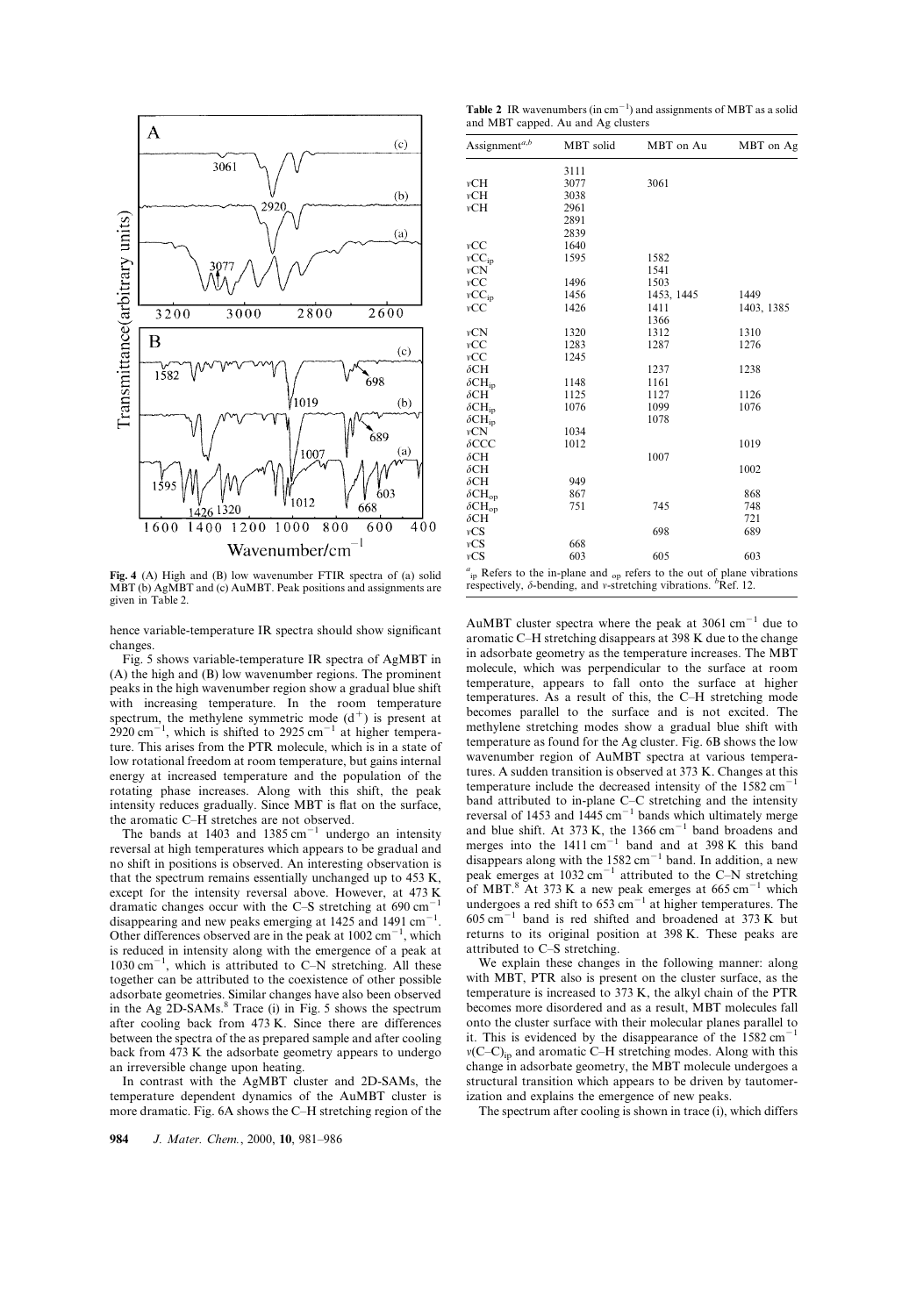**Fig. 4** (A) High and (B) low wavenumber FTIR spectra of (a) solid MBT (b) AgMBT and (c) AuMBT. Peak positions and assignments are given in Table 2.

hence variable-temperature IR spectra should show significant changes.

Fig. 5 shows variable-temperature IR spectra of AgMBT in (A) the high and (B) low wavenumber regions. The prominent peaks in the high wavenumber region show a gradual blue shift with increasing temperature. In the room temperature spectrum, the methylene symmetric mode ($d^+$) is present at 2920 $cm^{-1}$, which is shifted to 2925 $cm^{-1}$ at higher temperature. This arises from the PTR molecule, which is in a state of low rotational freedom at room temperature, but gains internal energy at increased temperature and the population of the rotating phase increases. Along with this shift, the peak intensity reduces gradually. Since MBT is flat on the surface, the aromatic C–H stretches are not observed.

The bands at 1403 and 1385 $cm^{-1}$ undergo an intensity reversal at high temperatures which appears to be gradual and no shift in positions is observed. An interesting observation is that the spectrum remains essentially unchanged up to 453 K, except for the intensity reversal above. However, at 473 K dramatic changes occur with the C–S stretching at 690 $cm^{-1}$ disappearing and new peaks emerging at 1425 and 1491 $cm^{-1}$. Other differences observed are in the peak at 1002 $cm^{-1}$, which is reduced in intensity along with the emergence of a peak at 1030 $cm^{-1}$, which is attributed to C–N stretching. All these together can be attributed to the coexistence of other possible adsorbate geometries. Similar changes have also been observed in the Ag 2D-SAMs.[8] Trace (i) in Fig. 5 shows the spectrum after cooling back from 473 K. Since there are differences between the spectra of the as prepared sample and after cooling back from 473 K the adsorbate geometry appears to undergo an irreversible change upon heating.

In contrast with the AgMBT cluster and 2D-SAMs, the temperature dependent dynamics of the AuMBT cluster is more dramatic. Fig. 6A shows the C–H stretching region of the

**Table 2** IR wavenumbers (in $cm^{-1}$) and assignments of MBT as a solid and MBT capped. Au and Ag clusters

| Assignment[a,b] | MBT solid | MBT on Au | MBT on Ag |
|---|---|---|---|
| | 3111 | | |
| $\nu$CH | 3077 | 3061 | |
| $\nu$CH | 3038 | | |
| $\nu$CH | 2961 | | |
| | 2891 | | |
| | 2839 | | |
| $\nu$CC | 1640 | | |
| $\nu CC_{ip}$ | 1595 | 1582 | |
| $\nu$CN | | 1541 | |
| $\nu$CC | 1496 | 1503 | |
| $\nu CC_{ip}$ | 1456 | 1453, 1445 | 1449 |
| $\nu$CC | 1426 | 1411 | 1403, 1385 |
| | | 1366 | |
| $\nu$CN | 1320 | 1312 | 1310 |
| $\nu$CC | 1283 | 1287 | 1276 |
| $\nu$CC | 1245 | | |
| $\delta$CH | | 1237 | 1238 |
| $\delta CH_{ip}$ | 1148 | 1161 | |
| $\delta$CH | 1125 | 1127 | 1126 |
| $\delta CH_{ip}$ | 1076 | 1099 | 1076 |
| $\delta CH_{ip}$ | | 1078 | |
| $\nu$CN | 1034 | | |
| $\delta$CCC | 1012 | | 1019 |
| $\delta$CH | | 1007 | |
| $\delta$CH | | | 1002 |
| $\delta$CH | 949 | | |
| $\delta CH_{op}$ | 867 | | 868 |
| $\delta CH_{op}$ | 751 | 745 | 748 |
| $\delta$CH | | | 721 |
| $\nu$CS | | 698 | 689 |
| $\nu$CS | 668 | | |
| $\nu$CS | 603 | 605 | 603 |

[a] $_{ip}$ Refers to the in-plane and $_{op}$ refers to the out of plane vibrations respectively, $\delta$-bending, and $\nu$-stretching vibrations. [b] Ref. 12.

AuMBT cluster spectra where the peak at 3061 $cm^{-1}$ due to aromatic C–H stretching disappears at 398 K due to the change in adsorbate geometry as the temperature increases. The MBT molecule, which was perpendicular to the surface at room temperature, appears to fall onto the surface at higher temperatures. As a result of this, the C–H stretching mode becomes parallel to the surface and is not excited. The methylene stretching modes show a gradual blue shift with temperature as found for the Ag cluster. Fig. 6B shows the low wavenumber region of AuMBT spectra at various temperatures. A sudden transition is observed at 373 K. Changes at this temperature include the decreased intensity of the 1582 $cm^{-1}$ band attributed to in-plane C–C stretching and the intensity reversal of 1453 and 1445 $cm^{-1}$ bands which ultimately merge and blue shift. At 373 K, the 1366 $cm^{-1}$ band broadens and merges into the 1411 $cm^{-1}$ band and at 398 K this band disappears along with the 1582 $cm^{-1}$ band. In addition, a new peak emerges at 1032 $cm^{-1}$ attributed to the C–N stretching of MBT.[8] At 373 K a new peak emerges at 665 $cm^{-1}$ which undergoes a red shift to 653 $cm^{-1}$ at higher temperatures. The 605 $cm^{-1}$ band is red shifted and broadened at 373 K but returns to its original position at 398 K. These peaks are attributed to C–S stretching.

We explain these changes in the following manner: along with MBT, PTR also is present on the cluster surface, as the temperature is increased to 373 K, the alkyl chain of the PTR becomes more disordered and as a result, MBT molecules fall onto the cluster surface with their molecular planes parallel to it. This is evidenced by the disappearance of the 1582 $cm^{-1}$ $\nu(C–C)_{ip}$ and aromatic C–H stretching modes. Along with this change in adsorbate geometry, the MBT molecule undergoes a structural transition which appears to be driven by tautomerization and explains the emergence of new peaks.

The spectrum after cooling is shown in trace (i), which differs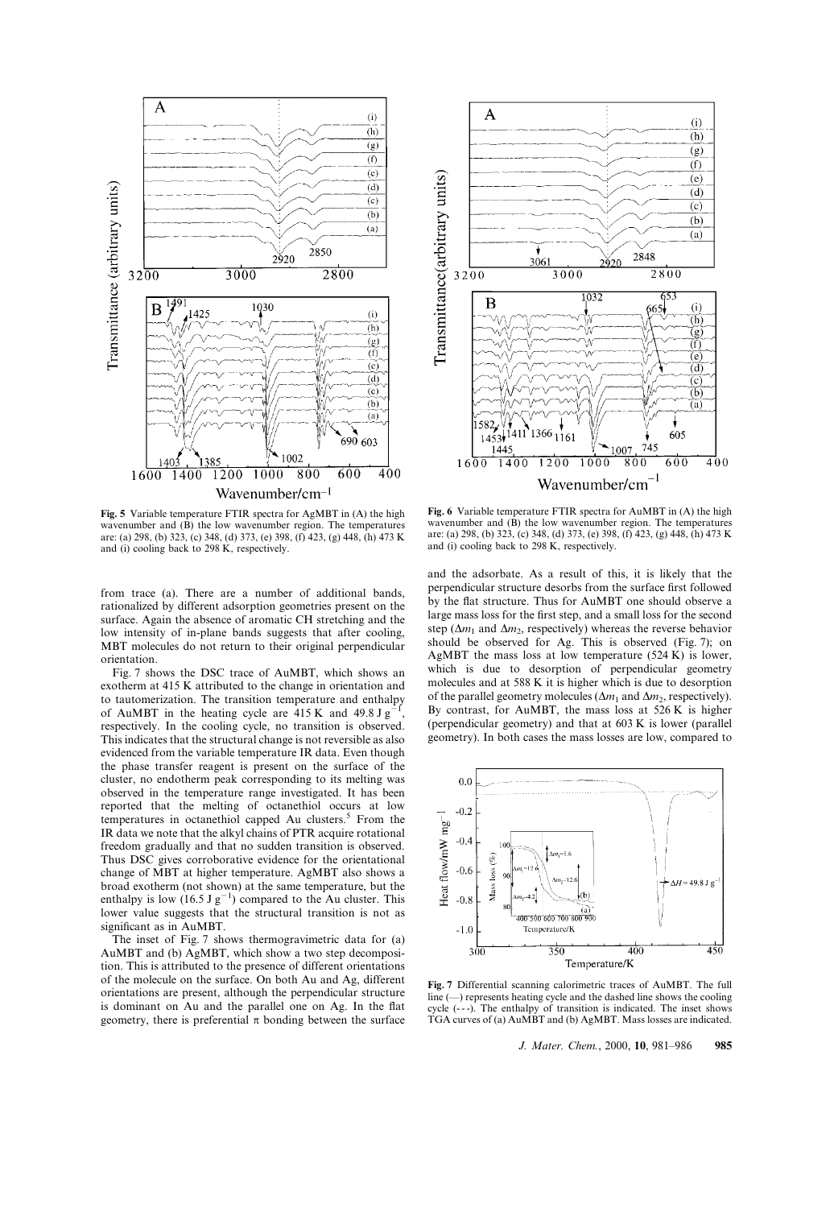Fig. 5 Variable temperature FTIR spectra for AgMBT in (A) the high wavenumber and (B) the low wavenumber region. The temperatures are: (a) 298, (b) 323, (c) 348, (d) 373, (e) 398, (f) 423, (g) 448, (h) 473 K and (i) cooling back to 298 K, respectively.

Fig. 6 Variable temperature FTIR spectra for AuMBT in (A) the high wavenumber and (B) the low wavenumber region. The temperatures are: (a) 298, (b) 323, (c) 348, (d) 373, (e) 398, (f) 423, (g) 448, (h) 473 K and (i) cooling back to 298 K, respectively.

from trace (a). There are a number of additional bands, rationalized by different adsorption geometries present on the surface. Again the absence of aromatic CH stretching and the low intensity of in-plane bands suggests that after cooling, MBT molecules do not return to their original perpendicular orientation.

Fig. 7 shows the DSC trace of AuMBT, which shows an exotherm at 415 K attributed to the change in orientation and to tautomerization. The transition temperature and enthalpy of AuMBT in the heating cycle are 415 K and 49.8 J $g^{-1}$, respectively. In the cooling cycle, no transition is observed. This indicates that the structural change is not reversible as also evidenced from the variable temperature IR data. Even though the phase transfer reagent is present on the surface of the cluster, no endotherm peak corresponding to its melting was observed in the temperature range investigated. It has been reported that the melting of octanethiol occurs at low temperatures in octanethiol capped Au clusters.[5] From the IR data we note that the alkyl chains of PTR acquire rotational freedom gradually and that no sudden transition is observed. Thus DSC gives corroborative evidence for the orientational change of MBT at higher temperature. AgMBT also shows a broad exotherm (not shown) at the same temperature, but the enthalpy is low (16.5 J $g^{-1}$) compared to the Au cluster. This lower value suggests that the structural transition is not as significant as in AuMBT.

The inset of Fig. 7 shows thermogravimetric data for (a) AuMBT and (b) AgMBT, which show a two step decomposition. This is attributed to the presence of different orientations of the molecule on the surface. On both Au and Ag, different orientations are present, although the perpendicular structure is dominant on Au and the parallel one on Ag. In the flat geometry, there is preferential $\pi$ bonding between the surface and the adsorbate. As a result of this, it is likely that the perpendicular structure desorbs from the surface first followed by the flat structure. Thus for AuMBT one should observe a large mass loss for the first step, and a small loss for the second step ($\Delta m_1$ and $\Delta m_2$, respectively) whereas the reverse behavior should be observed for Ag. This is observed (Fig. 7); on AgMBT the mass loss at low temperature (524 K) is lower, which is due to desorption of perpendicular geometry molecules and at 588 K it is higher which is due to desorption of the parallel geometry molecules ($\Delta m_1$ and $\Delta m_2$, respectively). By contrast, for AuMBT, the mass loss at 526 K is higher (perpendicular geometry) and that at 603 K is lower (parallel geometry). In both cases the mass losses are low, compared to

Fig. 7 Differential scanning calorimetric traces of AuMBT. The full line (—) represents heating cycle and the dashed line shows the cooling cycle (- - -). The enthalpy of transition is indicated. The inset shows TGA curves of (a) AuMBT and (b) AgMBT. Mass losses are indicated.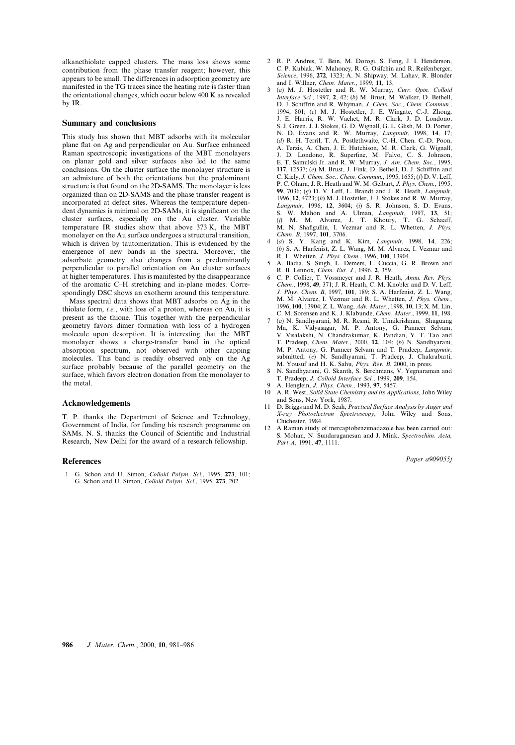alkanethiolate capped clusters. The mass loss shows some contribution from the phase transfer reagent; however, this appears to be small. The differences in adsorption geometry are manifested in the TG traces since the heating rate is faster than the orientational changes, which occur below 400 K as revealed by IR.

## Summary and conclusions

This study has shown that MBT adsorbs with its molecular plane flat on Ag and perpendicular on Au. Surface enhanced Raman spectroscopic investigations of the MBT monolayers on planar gold and silver surfaces also led to the same conclusions. On the cluster surface the monolayer structure is an admixture of both the orientations but the predominant structure is that found on the 2D-SAMS. The monolayer is less organized than on 2D-SAMS and the phase transfer reagent is incorporated at defect sites. Whereas the temperature dependent dynamics is minimal on 2D-SAMs, it is significant on the cluster surfaces, especially on the Au cluster. Variable temperature IR studies show that above 373 K, the MBT monolayer on the Au surface undergoes a structural transition, which is driven by tautomerization. This is evidenced by the emergence of new bands in the spectra. Moreover, the adsorbate geometry also changes from a predominantly perpendicular to parallel orientation on Au cluster surfaces at higher temperatures. This is manifested by the disappearance of the aromatic C–H stretching and in-plane modes. Correspondingly DSC shows an exotherm around this temperature.

Mass spectral data shows that MBT adsorbs on Ag in the thiolate form, *i.e.*, with loss of a proton, whereas on Au, it is present as the thione. This together with the perpendicular geometry favors dimer formation with loss of a hydrogen molecule upon desorption. It is interesting that the MBT monolayer shows a charge-transfer band in the optical absorption spectrum, not observed with other capping molecules. This band is readily observed only on the Ag surface probably because of the parallel geometry on the surface, which favors electron donation from the monolayer to the metal.

## Acknowledgements

T. P. thanks the Department of Science and Technology, Government of India, for funding his research programme on SAMs. N. S. thanks the Council of Scientific and Industrial Research, New Delhi for the award of a research fellowship.

## References

1. G. Schon and U. Simon, *Colloid Polym. Sci.*, 1995, **273**, 101; G. Schon and U. Simon, *Colloid Polym. Sci.*, 1995, **273**, 202.
2. R. P. Andres, T. Bein, M. Dorogi, S. Feng, J. I. Henderson, C. P. Kubiak, W. Mahoney, R. G. Osifchin and R. Reifenberger, *Science*, 1996, **272**, 1323; A. N. Shipway, M. Lahav, R. Blonder and I. Willner, *Chem. Mater.*, 1999, **11**, 13.
3. (*a*) M. J. Hostetler and R. W. Murray, *Curr. Opin. Colloid Interface Sci.*, 1997, **2**, 42; (*b*) M. Brust, M. Walker, D. Bethell, D. J. Schiffrin and R. Whyman, *J. Chem. Soc., Chem. Commun.*, 1994, 801; (*c*) M. J. Hostetler, J. E. Wingate, C.-J. Zhong, J. E. Harris, R. W. Vachet, M. R. Clark, J. D. Londono, S. J. Green, J. J. Stokes, G. D. Wignall, G. L. Glish, M. D. Porter, N. D. Evans and R. W. Murray, *Langmuir*, 1998, **14**, 17; (*d*) R. H. Terril, T. A. Postlethwaite, C.-H. Chen. C.-D. Poon, A. Terzis, A. Chen, J. E. Hutchison, M. R. Clark, G. Wignall, J. D. Londono, R. Superfine, M. Falvo, C. S. Johnson, E. T. Samulski Jr. and R. W. Murray, *J. Am. Chem. Soc.*, 1995, **117**, 12537; (*e*) M. Brust, J. Fink, D. Bethell, D. J. Schiffrin and C. Kiely, *J. Chem. Soc., Chem. Commun.*, 1995, 1655; (*f*) D. V. Leff, P. C. Ohara, J. R. Heath and W. M. Gelbart, *J. Phys. Chem.*, 1995, **99**, 7036; (*g*) D. V. Leff, L. Brandt and J. R. Heath, *Langmuir*, 1996, **12**, 4723; (*h*) M. J. Hostetler, J. J. Stokes and R. W. Murray, *Langmuir*, 1996, **12**, 3604; (*i*) S. R. Johnson, S. D. Evans, S. W. Mahon and A. Ulman, *Langmuir*, 1997, **13**, 51; (*j*) M. M. Alvarez, J. T. Khoury, T. G. Schaaff, M. N. Shafigullin, I. Vezmar and R. L. Whetten, *J. Phys. Chem. B*, 1997, **101**, 3706.
4. (*a*) S. Y. Kang and K. Kim, *Langmuir*, 1998, **14**, 226; (*b*) S. A. Harfenist, Z. L. Wang, M. M. Alvarez, I. Vezmar and R. L. Whetten, *J. Phys. Chem.*, 1996, **100**, 13904.
5. A. Badia, S. Singh, L. Demers, L. Cuccia, G. R. Brown and R. B. Lennox, *Chem. Eur. J.*, 1996, **2**, 359.
6. C. P. Collier, T. Vossmeyer and J. R. Heath, *Annu. Rev. Phys. Chem.*, 1998, **49**, 371; J. R. Heath, C. M. Knobler and D. V. Leff, *J. Phys. Chem. B*, 1997, **101**, 189; S. A. Harfenist, Z. L. Wang, M. M. Alvarez, I. Vezmar and R. L. Whetten, *J. Phys. Chem.*, 1996, **100**, 13904; Z. L. Wang, *Adv. Mater.*, 1998, **10**, 13; X. M. Lin, C. M. Sorensen and K. J. Klabunde, *Chem. Mater.*, 1999, **11**, 198.
7. (*a*) N. Sandhyarani, M. R. Resmi, R. Unnikrishnan, Shuguang Ma, K. Vidyasagar, M. P. Antony, G. Panneer Selvam, V. Visalakshi, N. Chandrakumar, K. Pandian, Y. T. Tao and T. Pradeep, *Chem. Mater.*, 2000, **12**, 104; (*b*) N. Sandhyarani, M. P. Antony, G. Panneer Selvam and T. Pradeep, *Langmuir*, submitted; (*c*) N. Sandhyarani, T. Pradeep, J. Chakrabarti, M. Yousuf and H. K. Sahu, *Phys. Rev. B*, 2000, in press.
8. N. Sandhyarani, G. Skanth, S. Berchmans, V. Yegnaraman and T. Pradeep, *J. Colloid Interface Sci.*, 1999, **209**, 154.
9. A. Henglein, *J. Phys. Chem.*, 1993, **97**, 5457.
10. A. R. West, *Solid State Chemistry and its Applications*, John Wiley and Sons, New York, 1987.
11. D. Briggs and M. D. Seah, *Practical Surface Analysis by Auger and X-ray Photoelectron Spectroscopy*, John Wiley and Sons, Chichester, 1984.
12. A Raman study of mercaptobenzimadazole has been carried out: S. Mohan, N. Sundaraganesan and J. Mink, *Spectrochim. Acta, Part A*, 1991, **47**, 1111.

*Paper a909055j*